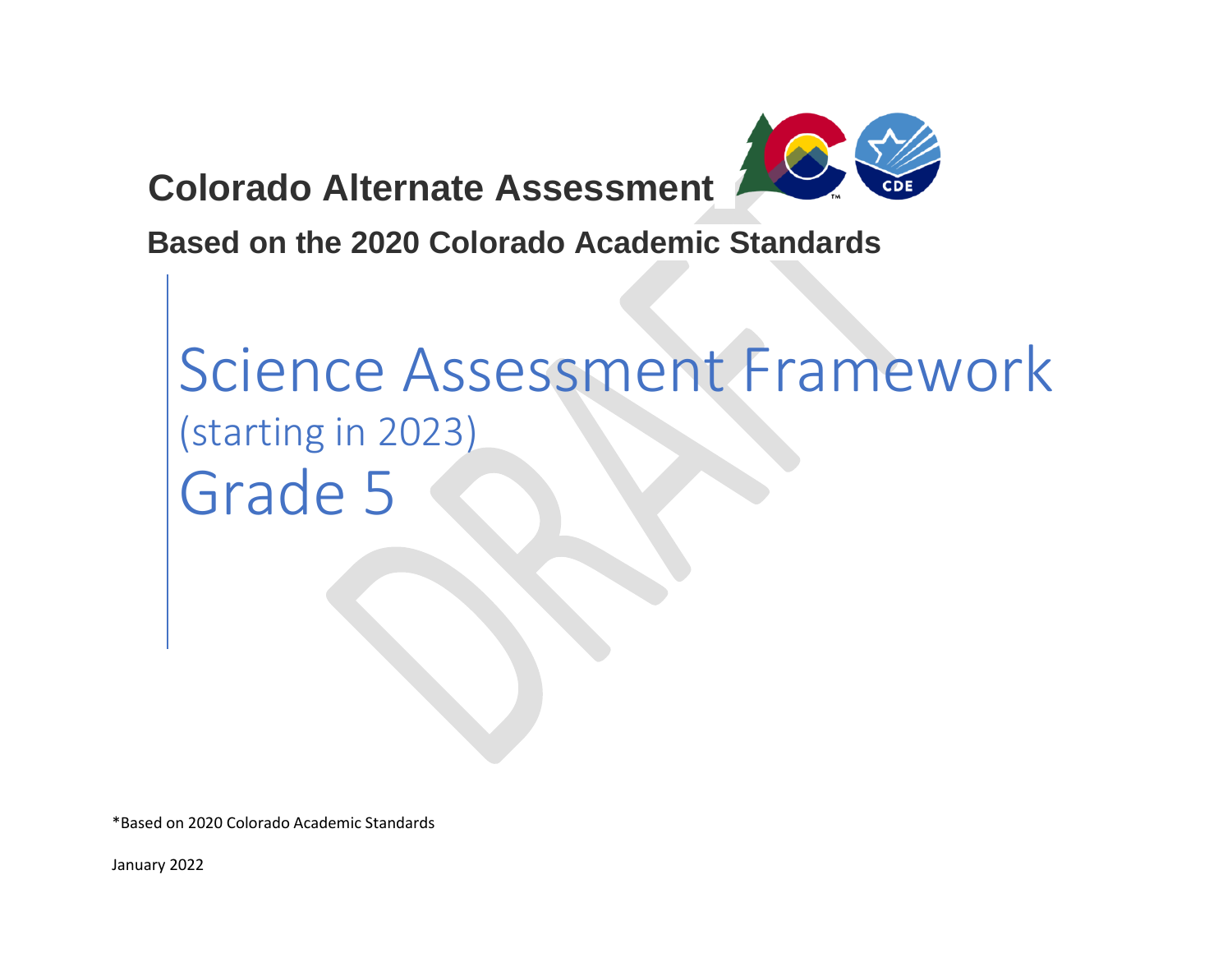# Colorado Alternate Assessment

## Based on the 2020 Colorado Academic Standards

# Science Assessment Framework

(starting in 2023)

Grade 5

*Based on 2020 Colorado Academic Standards

January 2022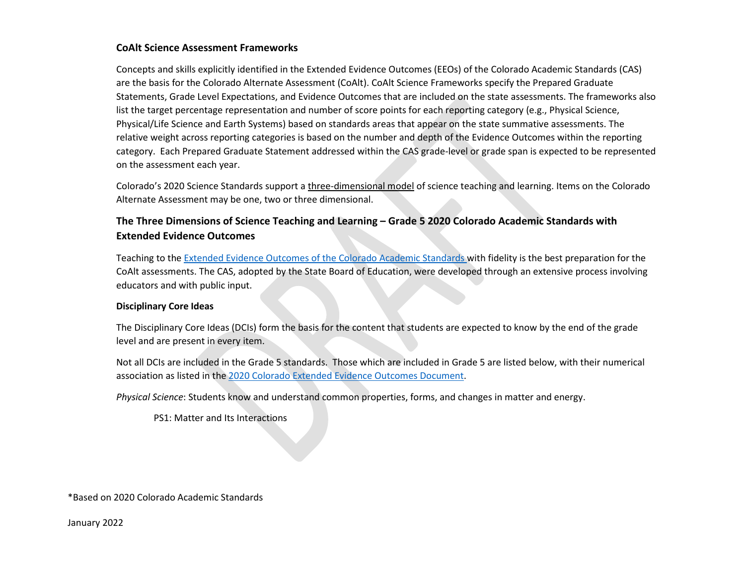### CoAlt Science Assessment Frameworks

Concepts and skills explicitly identified in the Extended Evidence Outcomes (EEOs) of the Colorado Academic Standards (CAS) are the basis for the Colorado Alternate Assessment (CoAlt). CoAlt Science Frameworks specify the Prepared Graduate Statements, Grade Level Expectations, and Evidence Outcomes that are included on the state assessments. The frameworks also list the target percentage representation and number of score points for each reporting category (e.g., Physical Science, Physical/Life Science and Earth Systems) based on standards areas that appear on the state summative assessments. The relative weight across reporting categories is based on the number and depth of the Evidence Outcomes within the reporting category. Each Prepared Graduate Statement addressed within the CAS grade-level or grade span is expected to be represented on the assessment each year.

Colorado's 2020 Science Standards support a three-dimensional model of science teaching and learning. Items on the Colorado Alternate Assessment may be one, two or three dimensional.

## The Three Dimensions of Science Teaching and Learning – Grade 5 2020 Colorado Academic Standards with Extended Evidence Outcomes

Teaching to the [Extended Evidence Outcomes of the Colorado Academic Standards](#) with fidelity is the best preparation for the CoAlt assessments. The CAS, adopted by the State Board of Education, were developed through an extensive process involving educators and with public input.

### Disciplinary Core Ideas

The Disciplinary Core Ideas (DCIs) form the basis for the content that students are expected to know by the end of the grade level and are present in every item.

Not all DCIs are included in the Grade 5 standards. Those which are included in Grade 5 are listed below, with their numerical association as listed in the [2020 Colorado Extended Evidence Outcomes Document](#).

*Physical Science*: Students know and understand common properties, forms, and changes in matter and energy.

PS1: Matter and Its Interactions

*Based on 2020 Colorado Academic Standards

January 2022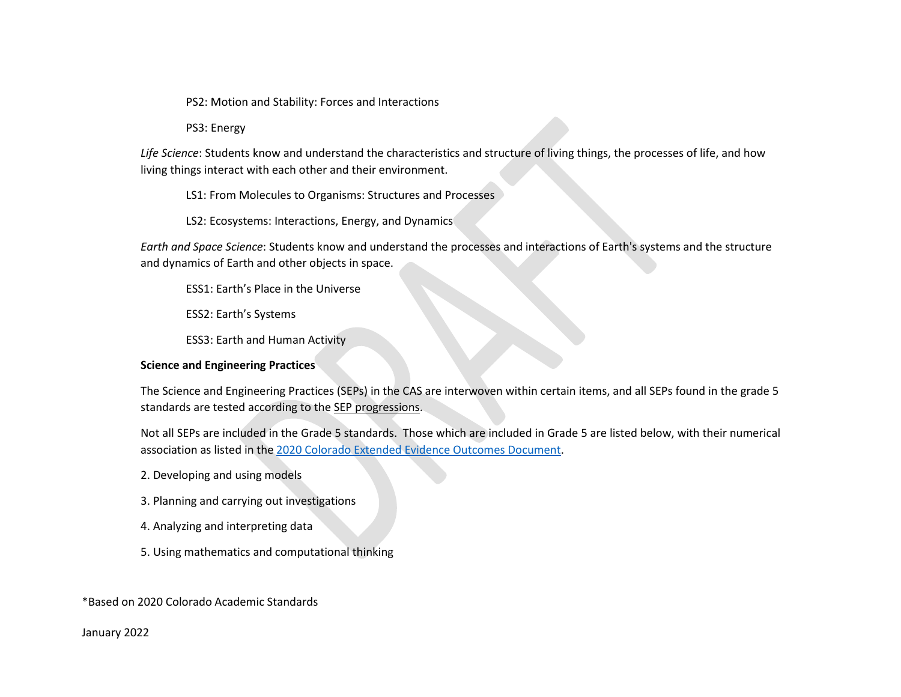PS2: Motion and Stability: Forces and Interactions

PS3: Energy

*Life Science*: Students know and understand the characteristics and structure of living things, the processes of life, and how living things interact with each other and their environment.

LS1: From Molecules to Organisms: Structures and Processes

LS2: Ecosystems: Interactions, Energy, and Dynamics

*Earth and Space Science*: Students know and understand the processes and interactions of Earth's systems and the structure and dynamics of Earth and other objects in space.

ESS1: Earth's Place in the Universe

ESS2: Earth's Systems

ESS3: Earth and Human Activity

**Science and Engineering Practices**

The Science and Engineering Practices (SEPs) in the CAS are interwoven within certain items, and all SEPs found in the grade 5 standards are tested according to the SEP progressions.

Not all SEPs are included in the Grade 5 standards. Those which are included in Grade 5 are listed below, with their numerical association as listed in the 2020 Colorado Extended Evidence Outcomes Document.

2. Developing and using models
3. Planning and carrying out investigations
4. Analyzing and interpreting data
5. Using mathematics and computational thinking

*Based on 2020 Colorado Academic Standards

January 2022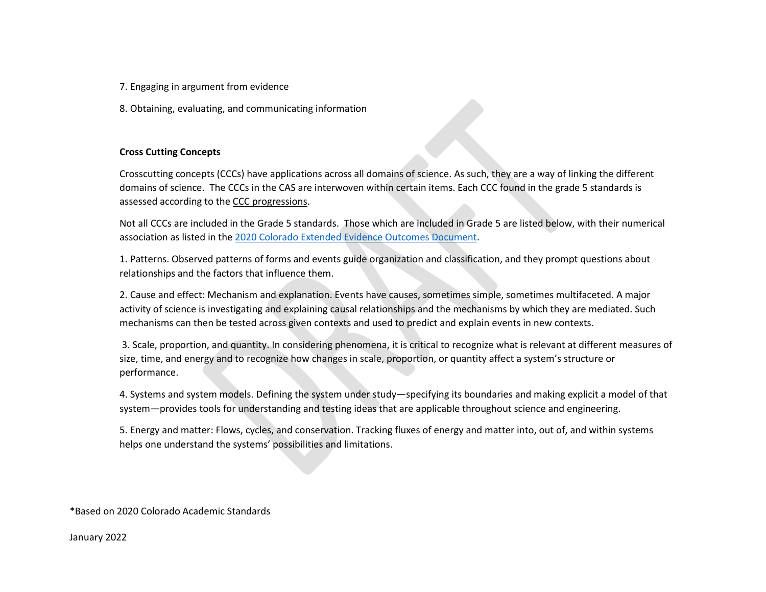7. Engaging in argument from evidence

8. Obtaining, evaluating, and communicating information

**Cross Cutting Concepts**

Crosscutting concepts (CCCs) have applications across all domains of science. As such, they are a way of linking the different domains of science. The CCCs in the CAS are interwoven within certain items. Each CCC found in the grade 5 standards is assessed according to the CCC progressions.

Not all CCCs are included in the Grade 5 standards. Those which are included in Grade 5 are listed below, with their numerical association as listed in the 2020 Colorado Extended Evidence Outcomes Document.

1. Patterns. Observed patterns of forms and events guide organization and classification, and they prompt questions about relationships and the factors that influence them.

2. Cause and effect: Mechanism and explanation. Events have causes, sometimes simple, sometimes multifaceted. A major activity of science is investigating and explaining causal relationships and the mechanisms by which they are mediated. Such mechanisms can then be tested across given contexts and used to predict and explain events in new contexts.

3. Scale, proportion, and quantity. In considering phenomena, it is critical to recognize what is relevant at different measures of size, time, and energy and to recognize how changes in scale, proportion, or quantity affect a system's structure or performance.

4. Systems and system models. Defining the system under study—specifying its boundaries and making explicit a model of that system—provides tools for understanding and testing ideas that are applicable throughout science and engineering.

5. Energy and matter: Flows, cycles, and conservation. Tracking fluxes of energy and matter into, out of, and within systems helps one understand the systems' possibilities and limitations.

*Based on 2020 Colorado Academic Standards

January 2022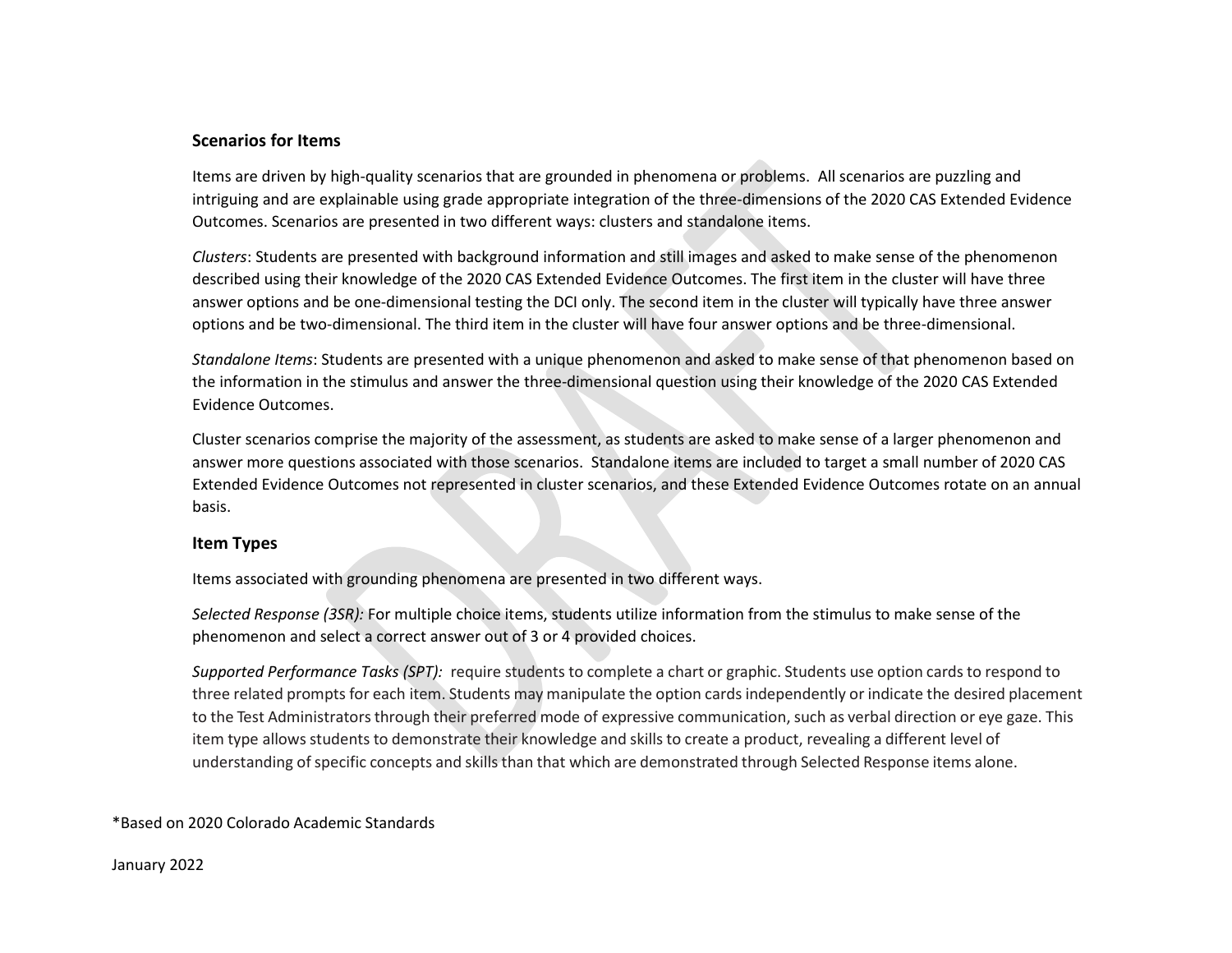### Scenarios for Items

Items are driven by high-quality scenarios that are grounded in phenomena or problems. All scenarios are puzzling and intriguing and are explainable using grade appropriate integration of the three-dimensions of the 2020 CAS Extended Evidence Outcomes. Scenarios are presented in two different ways: clusters and standalone items.

*Clusters*: Students are presented with background information and still images and asked to make sense of the phenomenon described using their knowledge of the 2020 CAS Extended Evidence Outcomes. The first item in the cluster will have three answer options and be one-dimensional testing the DCI only. The second item in the cluster will typically have three answer options and be two-dimensional. The third item in the cluster will have four answer options and be three-dimensional.

*Standalone Items*: Students are presented with a unique phenomenon and asked to make sense of that phenomenon based on the information in the stimulus and answer the three-dimensional question using their knowledge of the 2020 CAS Extended Evidence Outcomes.

Cluster scenarios comprise the majority of the assessment, as students are asked to make sense of a larger phenomenon and answer more questions associated with those scenarios. Standalone items are included to target a small number of 2020 CAS Extended Evidence Outcomes not represented in cluster scenarios, and these Extended Evidence Outcomes rotate on an annual basis.

### Item Types

Items associated with grounding phenomena are presented in two different ways.

*Selected Response (3SR):* For multiple choice items, students utilize information from the stimulus to make sense of the phenomenon and select a correct answer out of 3 or 4 provided choices.

*Supported Performance Tasks (SPT):* require students to complete a chart or graphic. Students use option cards to respond to three related prompts for each item. Students may manipulate the option cards independently or indicate the desired placement to the Test Administrators through their preferred mode of expressive communication, such as verbal direction or eye gaze. This item type allows students to demonstrate their knowledge and skills to create a product, revealing a different level of understanding of specific concepts and skills than that which are demonstrated through Selected Response items alone.

*Based on 2020 Colorado Academic Standards

January 2022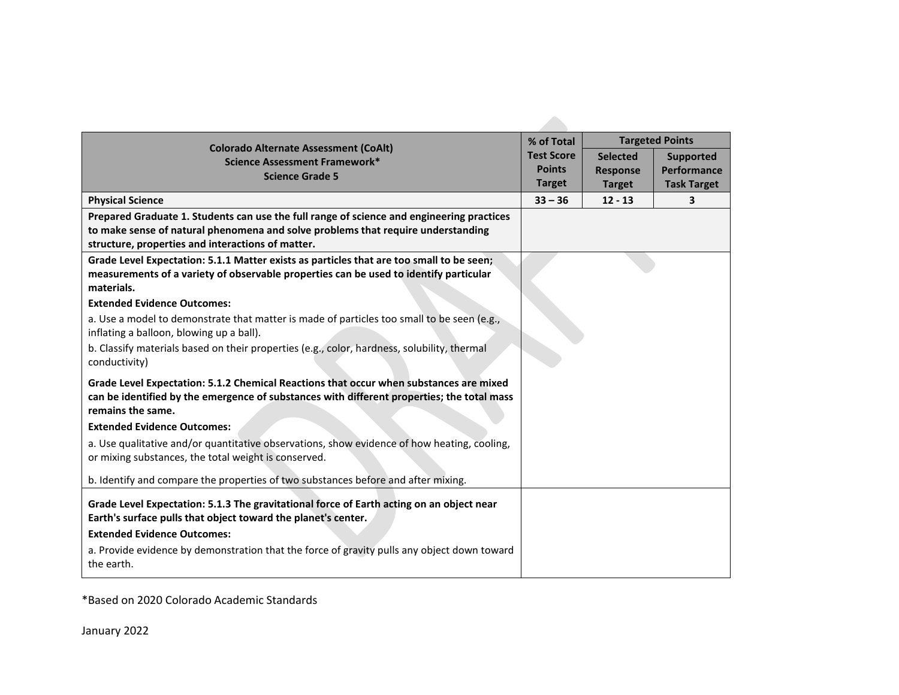| Colorado Alternate Assessment (CoAlt)<br>Science Assessment Framework*<br>Science Grade 5 | % of Total Test Score Points Target | Targeted Points | |
|---|---|---|---|
| | | Selected Response Target | Supported Performance Task Target |
| **Physical Science** | **33 – 36** | **12 - 13** | **3** |
| **Prepared Graduate 1. Students can use the full range of science and engineering practices to make sense of natural phenomena and solve problems that require understanding structure, properties and interactions of matter.** | | | |
| **Grade Level Expectation: 5.1.1 Matter exists as particles that are too small to be seen; measurements of a variety of observable properties can be used to identify particular materials.**<br>**Extended Evidence Outcomes:**<br>a. Use a model to demonstrate that matter is made of particles too small to be seen (e.g., inflating a balloon, blowing up a ball).<br>b. Classify materials based on their properties (e.g., color, hardness, solubility, thermal conductivity)<br>**Grade Level Expectation: 5.1.2 Chemical Reactions that occur when substances are mixed can be identified by the emergence of substances with different properties; the total mass remains the same.**<br>**Extended Evidence Outcomes:**<br>a. Use qualitative and/or quantitative observations, show evidence of how heating, cooling, or mixing substances, the total weight is conserved.<br>b. Identify and compare the properties of two substances before and after mixing. | | | |
| **Grade Level Expectation: 5.1.3 The gravitational force of Earth acting on an object near Earth's surface pulls that object toward the planet's center.**<br>**Extended Evidence Outcomes:**<br>a. Provide evidence by demonstration that the force of gravity pulls any object down toward the earth. | | | |

*Based on 2020 Colorado Academic Standards

January 2022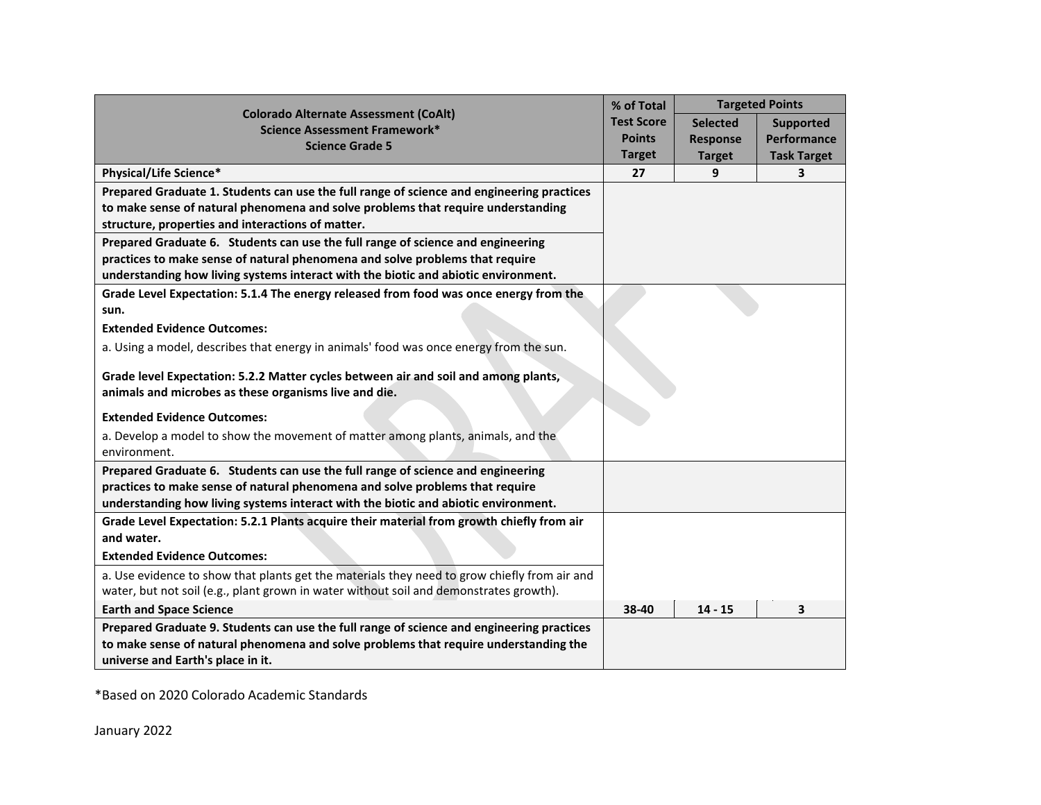| Colorado Alternate Assessment (CoAlt) Science Assessment Framework* Science Grade 5 | % of Total Test Score Points Target | Targeted Points | |
|---|---|---|---|
| | | Selected Response Target | Supported Performance Task Target |
| **Physical/Life Science*** | **27** | **9** | **3** |
| **Prepared Graduate 1. Students can use the full range of science and engineering practices to make sense of natural phenomena and solve problems that require understanding structure, properties and interactions of matter.** | | | |
| **Prepared Graduate 6. Students can use the full range of science and engineering practices to make sense of natural phenomena and solve problems that require understanding how living systems interact with the biotic and abiotic environment.** | | | |
| **Grade Level Expectation: 5.1.4 The energy released from food was once energy from the sun.** **Extended Evidence Outcomes:** a. Using a model, describes that energy in animals' food was once energy from the sun. **Grade level Expectation: 5.2.2 Matter cycles between air and soil and among plants, animals and microbes as these organisms live and die.** **Extended Evidence Outcomes:** a. Develop a model to show the movement of matter among plants, animals, and the environment. | | | |
| **Prepared Graduate 6. Students can use the full range of science and engineering practices to make sense of natural phenomena and solve problems that require understanding how living systems interact with the biotic and abiotic environment.** | | | |
| **Grade Level Expectation: 5.2.1 Plants acquire their material from growth chiefly from air and water.** **Extended Evidence Outcomes:** | | | |
| a. Use evidence to show that plants get the materials they need to grow chiefly from air and water, but not soil (e.g., plant grown in water without soil and demonstrates growth). | | | |
| **Earth and Space Science** | **38-40** | **14 - 15** | **3** |
| **Prepared Graduate 9. Students can use the full range of science and engineering practices to make sense of natural phenomena and solve problems that require understanding the universe and Earth's place in it.** | | | |

*Based on 2020 Colorado Academic Standards

January 2022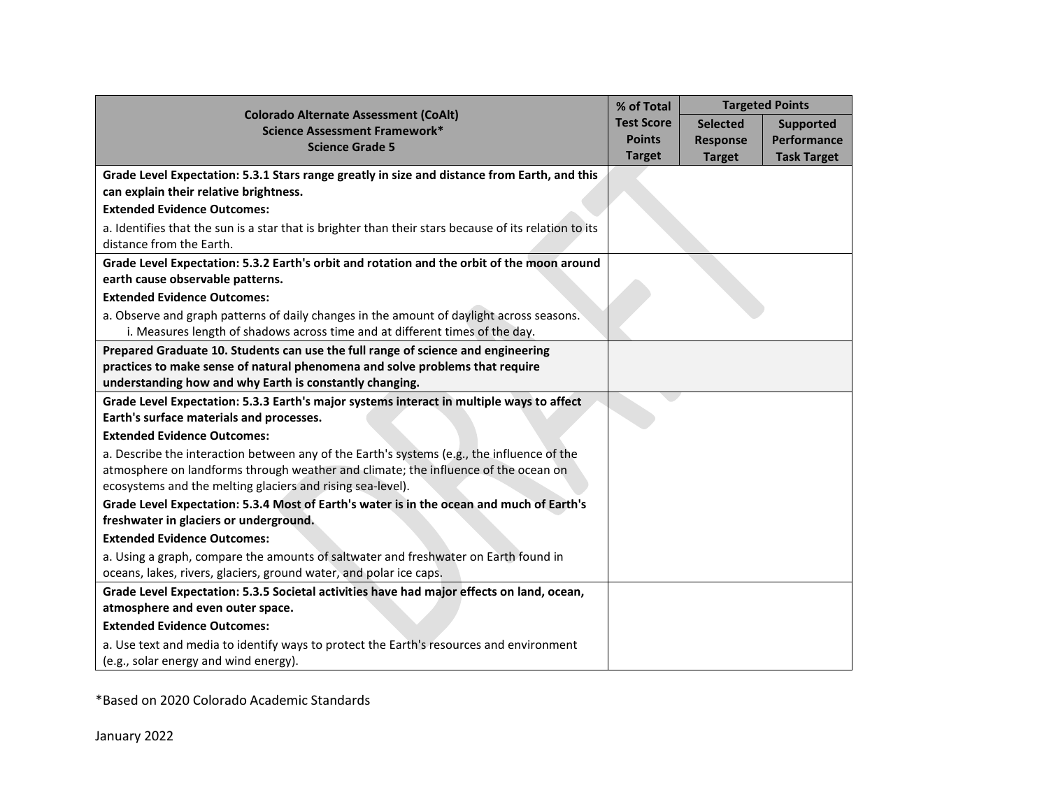| Colorado Alternate Assessment (CoAlt)<br>Science Assessment Framework*<br>Science Grade 5 | % of Total Test Score Points Target | Targeted Points | |
|---|---|---|---|
| | | Selected Response Target | Supported Performance Task Target |
| **Grade Level Expectation: 5.3.1 Stars range greatly in size and distance from Earth, and this can explain their relative brightness.**<br>**Extended Evidence Outcomes:**<br>a. Identifies that the sun is a star that is brighter than their stars because of its relation to its distance from the Earth. | | | |
| **Grade Level Expectation: 5.3.2 Earth's orbit and rotation and the orbit of the moon around earth cause observable patterns.**<br>**Extended Evidence Outcomes:**<br>a. Observe and graph patterns of daily changes in the amount of daylight across seasons.<br>i. Measures length of shadows across time and at different times of the day. | | | |
| **Prepared Graduate 10. Students can use the full range of science and engineering practices to make sense of natural phenomena and solve problems that require understanding how and why Earth is constantly changing.** | | | |
| **Grade Level Expectation: 5.3.3 Earth's major systems interact in multiple ways to affect Earth's surface materials and processes.**<br>**Extended Evidence Outcomes:**<br>a. Describe the interaction between any of the Earth's systems (e.g., the influence of the atmosphere on landforms through weather and climate; the influence of the ocean on ecosystems and the melting glaciers and rising sea-level).<br>**Grade Level Expectation: 5.3.4 Most of Earth's water is in the ocean and much of Earth's freshwater in glaciers or underground.**<br>**Extended Evidence Outcomes:**<br>a. Using a graph, compare the amounts of saltwater and freshwater on Earth found in oceans, lakes, rivers, glaciers, ground water, and polar ice caps. | | | |
| **Grade Level Expectation: 5.3.5 Societal activities have had major effects on land, ocean, atmosphere and even outer space.**<br>**Extended Evidence Outcomes:**<br>a. Use text and media to identify ways to protect the Earth's resources and environment (e.g., solar energy and wind energy). | | | |

*Based on 2020 Colorado Academic Standards

January 2022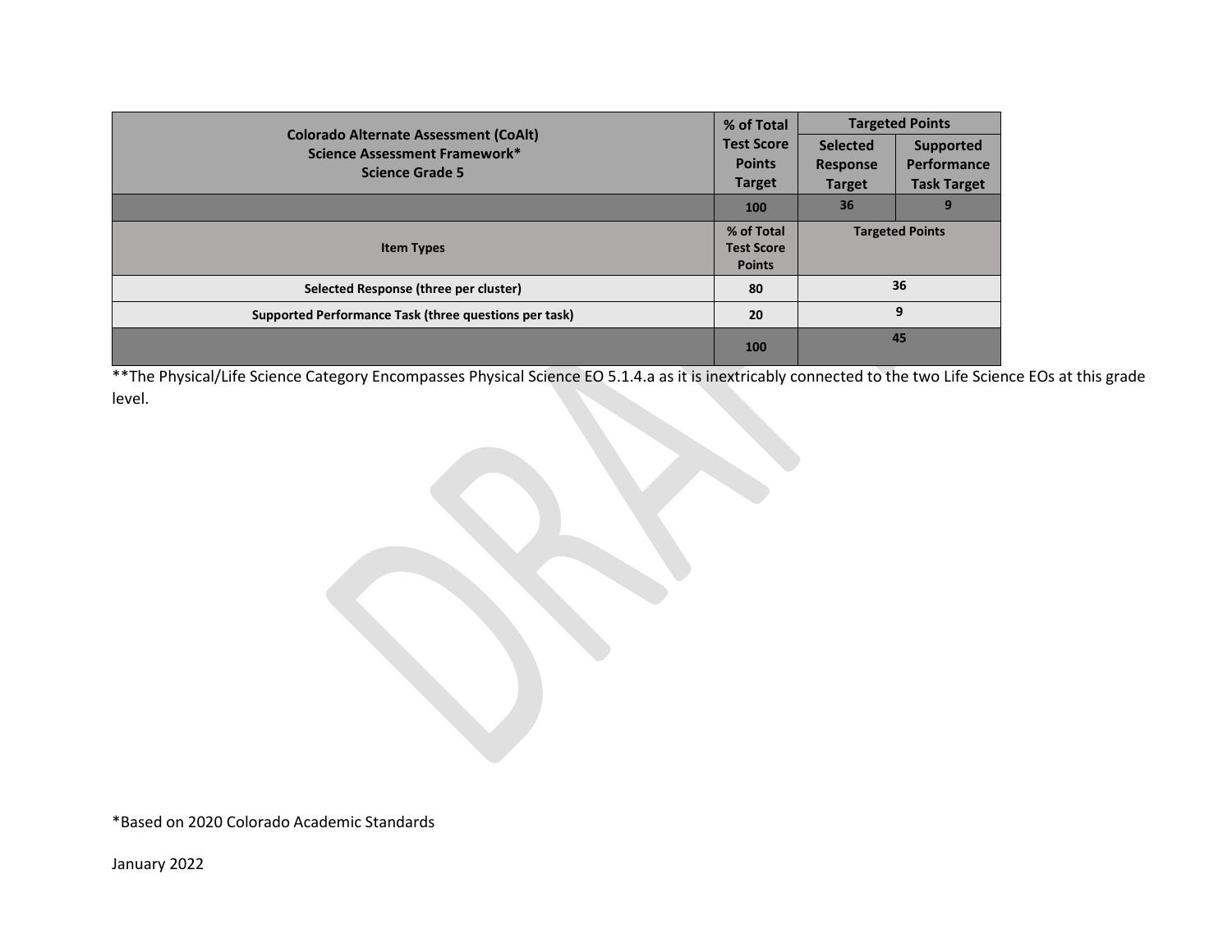| Colorado Alternate Assessment (CoAlt) Science Assessment Framework* Science Grade 5 | % of Total Test Score Points Target | Targeted Points | |
|---|---|---|---|
| | | Selected Response Target | Supported Performance Task Target |
| | 100 | 36 | 9 |
| Item Types | % of Total Test Score Points | Targeted Points | |
| Selected Response (three per cluster) | 80 | 36 | |
| Supported Performance Task (three questions per task) | 20 | 9 | |
| | 100 | 45 | |

**The Physical/Life Science Category Encompasses Physical Science EO 5.1.4.a as it is inextricably connected to the two Life Science EOs at this grade level.

*Based on 2020 Colorado Academic Standards

January 2022